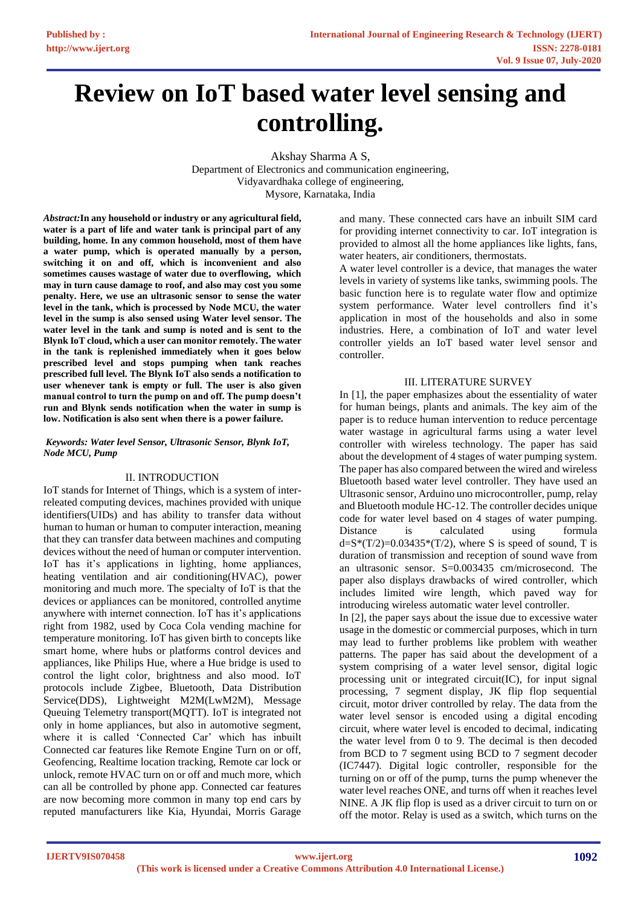# Review on IoT based water level sensing and controlling.

Akshay Sharma A S,
Department of Electronics and communication engineering,
Vidyavardhaka college of engineering,
Mysore, Karnataka, India

***Abstract:*****In any household or industry or any agricultural field, water is a part of life and water tank is principal part of any building, home. In any common household, most of them have a water pump, which is operated manually by a person, switching it on and off, which is inconvenient and also sometimes causes wastage of water due to overflowing, which may in turn cause damage to roof, and also may cost you some penalty. Here, we use an ultrasonic sensor to sense the water level in the tank, which is processed by Node MCU, the water level in the sump is also sensed using Water level sensor. The water level in the tank and sump is noted and is sent to the Blynk IoT cloud, which a user can monitor remotely. The water in the tank is replenished immediately when it goes below prescribed level and stops pumping when tank reaches prescribed full level. The Blynk IoT also sends a notification to user whenever tank is empty or full. The user is also given manual control to turn the pump on and off. The pump doesn't run and Blynk sends notification when the water in sump is low. Notification is also sent when there is a power failure.**

***Keywords: Water level Sensor, Ultrasonic Sensor, Blynk IoT, Node MCU, Pump***

## II. INTRODUCTION

IoT stands for Internet of Things, which is a system of inter-releated computing devices, machines provided with unique identifiers(UIDs) and has ability to transfer data without human to human or human to computer interaction, meaning that they can transfer data between machines and computing devices without the need of human or computer intervention. IoT has it's applications in lighting, home appliances, heating ventilation and air conditioning(HVAC), power monitoring and much more. The specialty of IoT is that the devices or appliances can be monitored, controlled anytime anywhere with internet connection. IoT has it's applications right from 1982, used by Coca Cola vending machine for temperature monitoring. IoT has given birth to concepts like smart home, where hubs or platforms control devices and appliances, like Philips Hue, where a Hue bridge is used to control the light color, brightness and also mood. IoT protocols include Zigbee, Bluetooth, Data Distribution Service(DDS), Lightweight M2M(LwM2M), Message Queuing Telemetry transport(MQTT). IoT is integrated not only in home appliances, but also in automotive segment, where it is called 'Connected Car' which has inbuilt Connected car features like Remote Engine Turn on or off, Geofencing, Realtime location tracking, Remote car lock or unlock, remote HVAC turn on or off and much more, which can all be controlled by phone app. Connected car features are now becoming more common in many top end cars by reputed manufacturers like Kia, Hyundai, Morris Garage and many. These connected cars have an inbuilt SIM card for providing internet connectivity to car. IoT integration is provided to almost all the home appliances like lights, fans, water heaters, air conditioners, thermostats.

A water level controller is a device, that manages the water levels in variety of systems like tanks, swimming pools. The basic function here is to regulate water flow and optimize system performance. Water level controllers find it's application in most of the households and also in some industries. Here, a combination of IoT and water level controller yields an IoT based water level sensor and controller.

## III. LITERATURE SURVEY

In [1], the paper emphasizes about the essentiality of water for human beings, plants and animals. The key aim of the paper is to reduce human intervention to reduce percentage water wastage in agricultural farms using a water level controller with wireless technology. The paper has said about the development of 4 stages of water pumping system. The paper has also compared between the wired and wireless Bluetooth based water level controller. They have used an Ultrasonic sensor, Arduino uno microcontroller, pump, relay and Bluetooth module HC-12. The controller decides unique code for water level based on 4 stages of water pumping. Distance is calculated using formula $d=S*(T/2)=0.03435*(T/2)$, where S is speed of sound, T is duration of transmission and reception of sound wave from an ultrasonic sensor. S=0.003435 cm/microsecond. The paper also displays drawbacks of wired controller, which includes limited wire length, which paved way for introducing wireless automatic water level controller.

In [2], the paper says about the issue due to excessive water usage in the domestic or commercial purposes, which in turn may lead to further problems like problem with weather patterns. The paper has said about the development of a system comprising of a water level sensor, digital logic processing unit or integrated circuit(IC), for input signal processing, 7 segment display, JK flip flop sequential circuit, motor driver controlled by relay. The data from the water level sensor is encoded using a digital encoding circuit, where water level is encoded to decimal, indicating the water level from 0 to 9. The decimal is then decoded from BCD to 7 segment using BCD to 7 segment decoder (IC7447). Digital logic controller, responsible for the turning on or off of the pump, turns the pump whenever the water level reaches ONE, and turns off when it reaches level NINE. A JK flip flop is used as a driver circuit to turn on or off the motor. Relay is used as a switch, which turns on the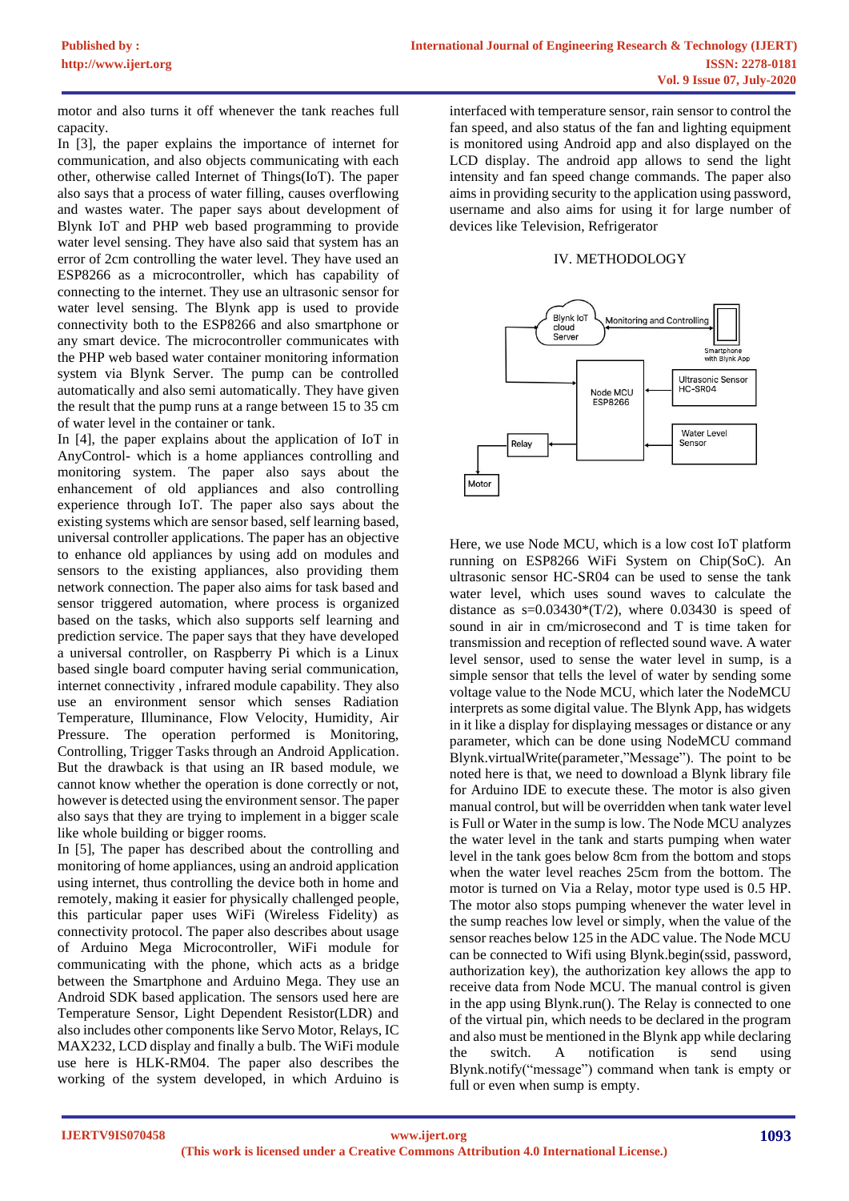motor and also turns it off whenever the tank reaches full capacity.

In [3], the paper explains the importance of internet for communication, and also objects communicating with each other, otherwise called Internet of Things(IoT). The paper also says that a process of water filling, causes overflowing and wastes water. The paper says about development of Blynk IoT and PHP web based programming to provide water level sensing. They have also said that system has an error of 2cm controlling the water level. They have used an ESP8266 as a microcontroller, which has capability of connecting to the internet. They use an ultrasonic sensor for water level sensing. The Blynk app is used to provide connectivity both to the ESP8266 and also smartphone or any smart device. The microcontroller communicates with the PHP web based water container monitoring information system via Blynk Server. The pump can be controlled automatically and also semi automatically. They have given the result that the pump runs at a range between 15 to 35 cm of water level in the container or tank.

In [4], the paper explains about the application of IoT in AnyControl- which is a home appliances controlling and monitoring system. The paper also says about the enhancement of old appliances and also controlling experience through IoT. The paper also says about the existing systems which are sensor based, self learning based, universal controller applications. The paper has an objective to enhance old appliances by using add on modules and sensors to the existing appliances, also providing them network connection. The paper also aims for task based and sensor triggered automation, where process is organized based on the tasks, which also supports self learning and prediction service. The paper says that they have developed a universal controller, on Raspberry Pi which is a Linux based single board computer having serial communication, internet connectivity , infrared module capability. They also use an environment sensor which senses Radiation Temperature, Illuminance, Flow Velocity, Humidity, Air Pressure. The operation performed is Monitoring, Controlling, Trigger Tasks through an Android Application. But the drawback is that using an IR based module, we cannot know whether the operation is done correctly or not, however is detected using the environment sensor. The paper also says that they are trying to implement in a bigger scale like whole building or bigger rooms.

In [5], The paper has described about the controlling and monitoring of home appliances, using an android application using internet, thus controlling the device both in home and remotely, making it easier for physically challenged people, this particular paper uses WiFi (Wireless Fidelity) as connectivity protocol. The paper also describes about usage of Arduino Mega Microcontroller, WiFi module for communicating with the phone, which acts as a bridge between the Smartphone and Arduino Mega. They use an Android SDK based application. The sensors used here are Temperature Sensor, Light Dependent Resistor(LDR) and also includes other components like Servo Motor, Relays, IC MAX232, LCD display and finally a bulb. The WiFi module use here is HLK-RM04. The paper also describes the working of the system developed, in which Arduino is interfaced with temperature sensor, rain sensor to control the fan speed, and also status of the fan and lighting equipment is monitored using Android app and also displayed on the LCD display. The android app allows to send the light intensity and fan speed change commands. The paper also aims in providing security to the application using password, username and also aims for using it for large number of devices like Television, Refrigerator

## IV. METHODOLOGY

Blynk IoT cloud Server — Monitoring and Controlling — Smartphone with Blynk App

Node MCU ESP8266 — Ultrasonic Sensor HC-SR04 — Water Level Sensor — Relay — Motor

Here, we use Node MCU, which is a low cost IoT platform running on ESP8266 WiFi System on Chip(SoC). An ultrasonic sensor HC-SR04 can be used to sense the tank water level, which uses sound waves to calculate the distance as $s=0.03430*(T/2)$, where 0.03430 is speed of sound in air in cm/microsecond and T is time taken for transmission and reception of reflected sound wave. A water level sensor, used to sense the water level in sump, is a simple sensor that tells the level of water by sending some voltage value to the Node MCU, which later the NodeMCU interprets as some digital value. The Blynk App, has widgets in it like a display for displaying messages or distance or any parameter, which can be done using NodeMCU command Blynk.virtualWrite(parameter,"Message"). The point to be noted here is that, we need to download a Blynk library file for Arduino IDE to execute these. The motor is also given manual control, but will be overridden when tank water level is Full or Water in the sump is low. The Node MCU analyzes the water level in the tank and starts pumping when water level in the tank goes below 8cm from the bottom and stops when the water level reaches 25cm from the bottom. The motor is turned on Via a Relay, motor type used is 0.5 HP. The motor also stops pumping whenever the water level in the sump reaches low level or simply, when the value of the sensor reaches below 125 in the ADC value. The Node MCU can be connected to Wifi using Blynk.begin(ssid, password, authorization key), the authorization key allows the app to receive data from Node MCU. The manual control is given in the app using Blynk.run(). The Relay is connected to one of the virtual pin, which needs to be declared in the program and also must be mentioned in the Blynk app while declaring the switch. A notification is send using Blynk.notify("message") command when tank is empty or full or even when sump is empty.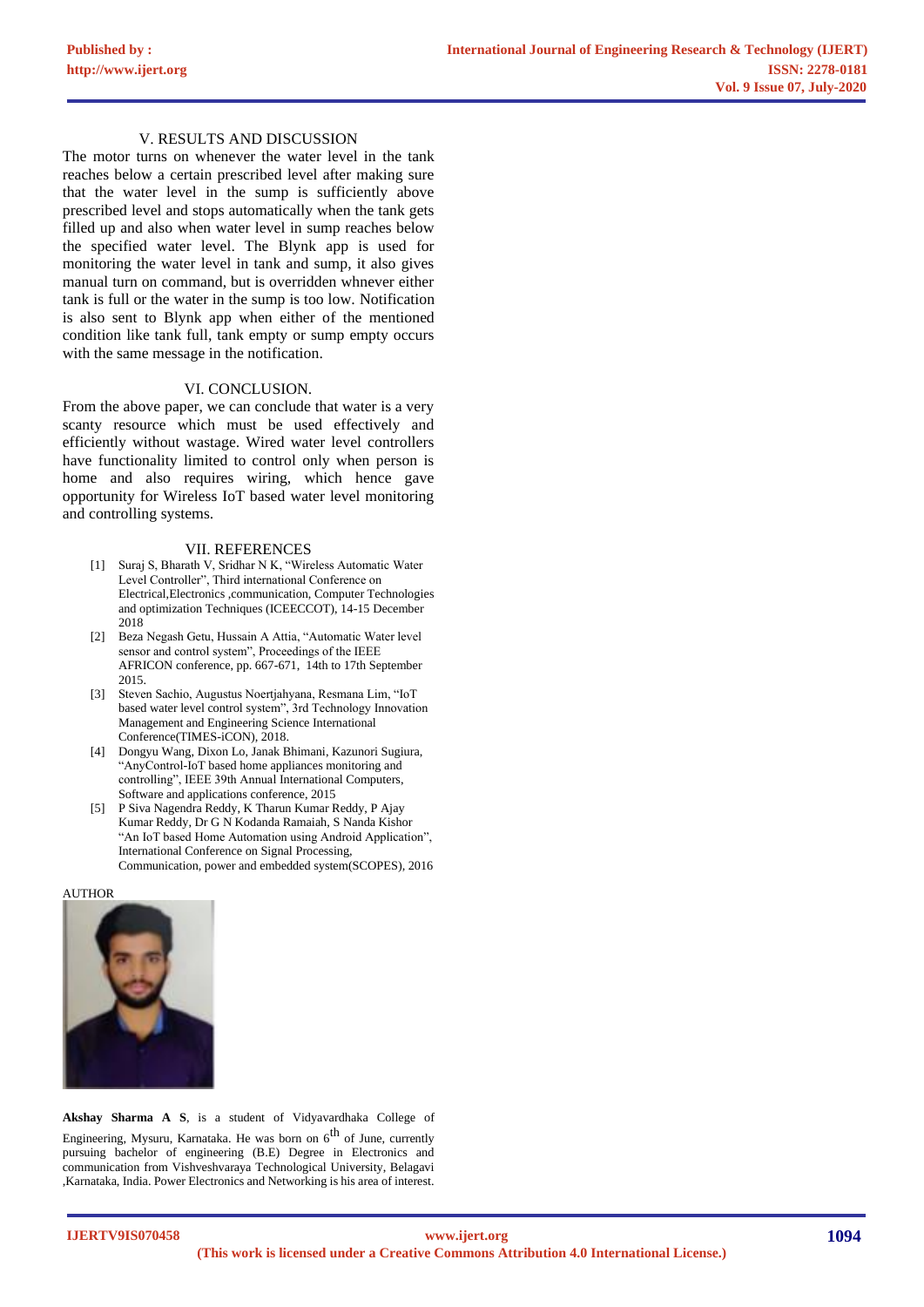## V. RESULTS AND DISCUSSION

The motor turns on whenever the water level in the tank reaches below a certain prescribed level after making sure that the water level in the sump is sufficiently above prescribed level and stops automatically when the tank gets filled up and also when water level in sump reaches below the specified water level. The Blynk app is used for monitoring the water level in tank and sump, it also gives manual turn on command, but is overridden whnever either tank is full or the water in the sump is too low. Notification is also sent to Blynk app when either of the mentioned condition like tank full, tank empty or sump empty occurs with the same message in the notification.

## VI. CONCLUSION.

From the above paper, we can conclude that water is a very scanty resource which must be used effectively and efficiently without wastage. Wired water level controllers have functionality limited to control only when person is home and also requires wiring, which hence gave opportunity for Wireless IoT based water level monitoring and controlling systems.

## VII. REFERENCES

[1] Suraj S, Bharath V, Sridhar N K, "Wireless Automatic Water Level Controller", Third international Conference on Electrical,Electronics ,communication, Computer Technologies and optimization Techniques (ICEECCOT), 14-15 December 2018

[2] Beza Negash Getu, Hussain A Attia, "Automatic Water level sensor and control system", Proceedings of the IEEE AFRICON conference, pp. 667-671, 14th to 17th September 2015.

[3] Steven Sachio, Augustus Noertjahyana, Resmana Lim, "IoT based water level control system", 3rd Technology Innovation Management and Engineering Science International Conference(TIMES-iCON), 2018.

[4] Dongyu Wang, Dixon Lo, Janak Bhimani, Kazunori Sugiura, "AnyControl-IoT based home appliances monitoring and controlling", IEEE 39th Annual International Computers, Software and applications conference, 2015

[5] P Siva Nagendra Reddy, K Tharun Kumar Reddy, P Ajay Kumar Reddy, Dr G N Kodanda Ramaiah, S Nanda Kishor "An IoT based Home Automation using Android Application", International Conference on Signal Processing, Communication, power and embedded system(SCOPES), 2016

AUTHOR

**Akshay Sharma A S**, is a student of Vidyavardhaka College of Engineering, Mysuru, Karnataka. He was born on 6th of June, currently pursuing bachelor of engineering (B.E) Degree in Electronics and communication from Vishveshvaraya Technological University, Belagavi ,Karnataka, India. Power Electronics and Networking is his area of interest.